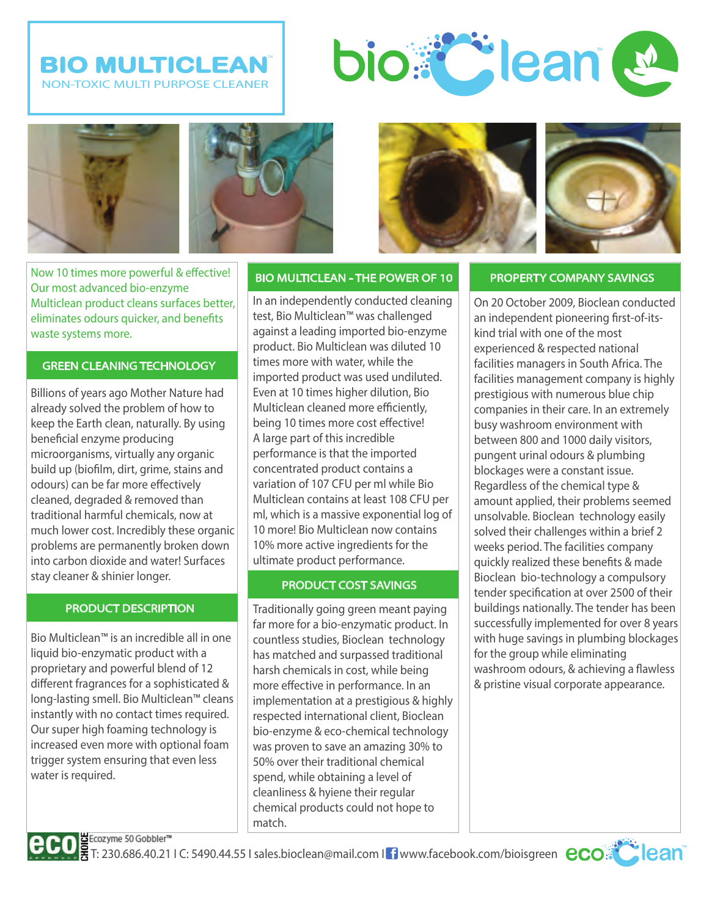# BIO MULTICLEAN™

NON-TOXIC MULTI PURPOSE CLEANER

bioClean™

Now 10 times more powerful & effective! Our most advanced bio-enzyme Multiclean product cleans surfaces better, eliminates odours quicker, and benefits waste systems more.

## GREEN CLEANING TECHNOLOGY

Billions of years ago Mother Nature had already solved the problem of how to keep the Earth clean, naturally. By using beneficial enzyme producing microorganisms, virtually any organic build up (biofilm, dirt, grime, stains and odours) can be far more effectively cleaned, degraded & removed than traditional harmful chemicals, now at much lower cost. Incredibly these organic problems are permanently broken down into carbon dioxide and water! Surfaces stay cleaner & shinier longer.

## PRODUCT DESCRIPTION

Bio Multiclean™ is an incredible all in one liquid bio-enzymatic product with a proprietary and powerful blend of 12 different fragrances for a sophisticated & long-lasting smell. Bio Multiclean™ cleans instantly with no contact times required. Our super high foaming technology is increased even more with optional foam trigger system ensuring that even less water is required.

## BIO MULTICLEAN - THE POWER OF 10

In an independently conducted cleaning test, Bio Multiclean™ was challenged against a leading imported bio-enzyme product. Bio Multiclean was diluted 10 times more with water, while the imported product was used undiluted. Even at 10 times higher dilution, Bio Multiclean cleaned more efficiently, being 10 times more cost effective! A large part of this incredible performance is that the imported concentrated product contains a variation of 107 CFU per ml while Bio Multiclean contains at least 108 CFU per ml, which is a massive exponential log of 10 more! Bio Multiclean now contains 10% more active ingredients for the ultimate product performance.

## PRODUCT COST SAVINGS

Traditionally going green meant paying far more for a bio-enzymatic product. In countless studies, Bioclean technology has matched and surpassed traditional harsh chemicals in cost, while being more effective in performance. In an implementation at a prestigious & highly respected international client, Bioclean bio-enzyme & eco-chemical technology was proven to save an amazing 30% to 50% over their traditional chemical spend, while obtaining a level of cleanliness & hyiene their regular chemical products could not hope to match.

## PROPERTY COMPANY SAVINGS

On 20 October 2009, Bioclean conducted an independent pioneering first-of-its-kind trial with one of the most experienced & respected national facilities managers in South Africa. The facilities management company is highly prestigious with numerous blue chip companies in their care. In an extremely busy washroom environment with between 800 and 1000 daily visitors, pungent urinal odours & plumbing blockages were a constant issue. Regardless of the chemical type & amount applied, their problems seemed unsolvable. Bioclean technology easily solved their challenges within a brief 2 weeks period. The facilities company quickly realized these benefits & made Bioclean bio-technology a compulsory tender specification at over 2500 of their buildings nationally. The tender has been successfully implemented for over 8 years with huge savings in plumbing blockages for the group while eliminating washroom odours, & achieving a flawless & pristine visual corporate appearance.

eco CHOICE Ecozyme 50 Gobbler™

T: 230.686.40.21 I C: 5490.44.55 I sales.bioclean@mail.com I www.facebook.com/bioisgreen ecoClean™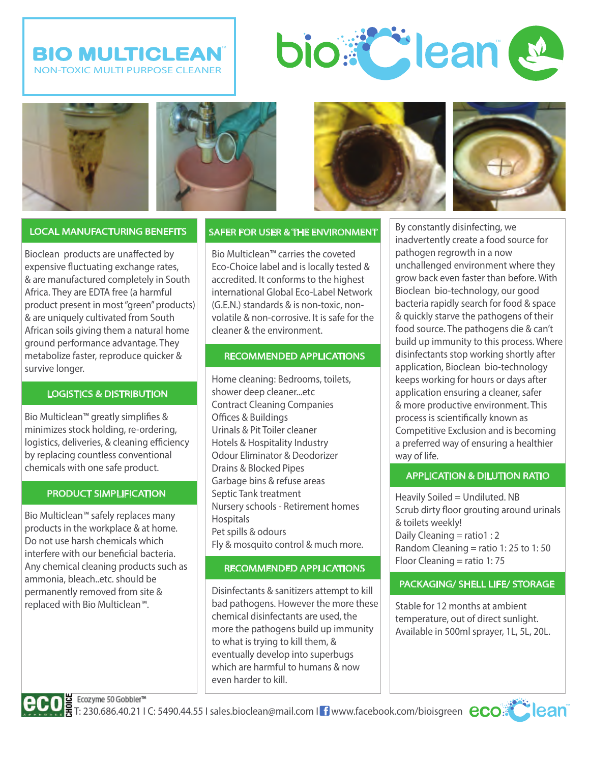# BIO MULTICLEAN™

NON-TOXIC MULTI PURPOSE CLEANER

bioClean™

## LOCAL MANUFACTURING BENEFITS

Bioclean products are unaffected by expensive fluctuating exchange rates, & are manufactured completely in South Africa. They are EDTA free (a harmful product present in most "green" products) & are uniquely cultivated from South African soils giving them a natural home ground performance advantage. They metabolize faster, reproduce quicker & survive longer.

## LOGISTICS & DISTRIBUTION

Bio Multiclean™ greatly simplifies & minimizes stock holding, re-ordering, logistics, deliveries, & cleaning efficiency by replacing countless conventional chemicals with one safe product.

## PRODUCT SIMPLIFICATION

Bio Multiclean™ safely replaces many products in the workplace & at home. Do not use harsh chemicals which interfere with our beneficial bacteria. Any chemical cleaning products such as ammonia, bleach..etc. should be permanently removed from site & replaced with Bio Multiclean™.

## SAFER FOR USER & THE ENVIRONMENT

Bio Multiclean™ carries the coveted Eco-Choice label and is locally tested & accredited. It conforms to the highest international Global Eco-Label Network (G.E.N.) standards & is non-toxic, non-volatile & non-corrosive. It is safe for the cleaner & the environment.

## RECOMMENDED APPLICATIONS

Home cleaning: Bedrooms, toilets, shower deep cleaner...etc
Contract Cleaning Companies
Offices & Buildings
Urinals & Pit Toiler cleaner
Hotels & Hospitality Industry
Odour Eliminator & Deodorizer
Drains & Blocked Pipes
Garbage bins & refuse areas
Septic Tank treatment
Nursery schools - Retirement homes
Hospitals
Pet spills & odours
Fly & mosquito control & much more.

## RECOMMENDED APPLICATIONS

Disinfectants & sanitizers attempt to kill bad pathogens. However the more these chemical disinfectants are used, the more the pathogens build up immunity to what is trying to kill them, & eventually develop into superbugs which are harmful to humans & now even harder to kill.

By constantly disinfecting, we inadvertently create a food source for pathogen regrowth in a now unchallenged environment where they grow back even faster than before. With Bioclean bio-technology, our good bacteria rapidly search for food & space & quickly starve the pathogens of their food source. The pathogens die & can't build up immunity to this process. Where disinfectants stop working shortly after application, Bioclean bio-technology keeps working for hours or days after application ensuring a cleaner, safer & more productive environment. This process is scientifically known as Competitive Exclusion and is becoming a preferred way of ensuring a healthier way of life.

## APPLICATION & DILUTION RATIO

Heavily Soiled = Undiluted. NB Scrub dirty floor grouting around urinals & toilets weekly!
Daily Cleaning = ratio1 : 2
Random Cleaning = ratio 1: 25 to 1: 50
Floor Cleaning = ratio 1: 75

## PACKAGING/ SHELL LIFE/ STORAGE

Stable for 12 months at ambient temperature, out of direct sunlight.
Available in 500ml sprayer, 1L, 5L, 20L.

eco CHOICE Ecozyme 50 Gobbler™
T: 230.686.40.21 I C: 5490.44.55 I sales.bioclean@mail.com I www.facebook.com/bioisgreen ecoClean™